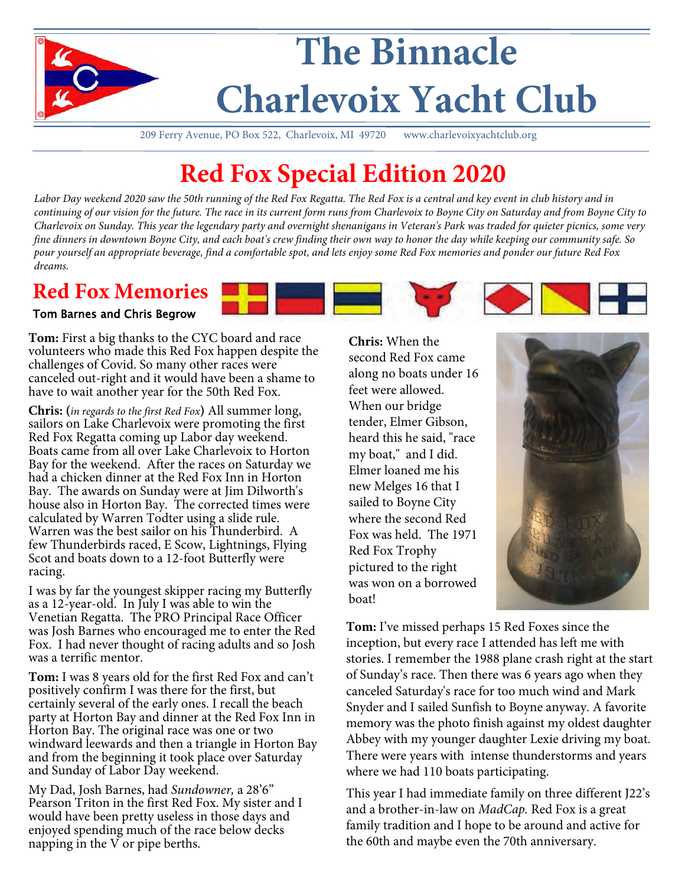# The Binnacle
# Charlevoix Yacht Club

209 Ferry Avenue, PO Box 522, Charlevoix, MI 49720    www.charlevoixyachtclub.org

## Red Fox Special Edition 2020

*Labor Day weekend 2020 saw the 50th running of the Red Fox Regatta. The Red Fox is a central and key event in club history and in continuing of our vision for the future. The race in its current form runs from Charlevoix to Boyne City on Saturday and from Boyne City to Charlevoix on Sunday. This year the legendary party and overnight shenanigans in Veteran's Park was traded for quieter picnics, some very fine dinners in downtown Boyne City, and each boat's crew finding their own way to honor the day while keeping our community safe. So pour yourself an appropriate beverage, find a comfortable spot, and lets enjoy some Red Fox memories and ponder our future Red Fox dreams.*

## Red Fox Memories

**Tom Barnes and Chris Begrow**

**Tom:** First a big thanks to the CYC board and race volunteers who made this Red Fox happen despite the challenges of Covid. So many other races were canceled out-right and it would have been a shame to have to wait another year for the 50th Red Fox.

**Chris:** (*in regards to the first Red Fox*) All summer long, sailors on Lake Charlevoix were promoting the first Red Fox Regatta coming up Labor day weekend. Boats came from all over Lake Charlevoix to Horton Bay for the weekend. After the races on Saturday we had a chicken dinner at the Red Fox Inn in Horton Bay. The awards on Sunday were at Jim Dilworth's house also in Horton Bay. The corrected times were calculated by Warren Todter using a slide rule. Warren was the best sailor on his Thunderbird. A few Thunderbirds raced, E Scow, Lightnings, Flying Scot and boats down to a 12-foot Butterfly were racing.

I was by far the youngest skipper racing my Butterfly as a 12-year-old. In July I was able to win the Venetian Regatta. The PRO Principal Race Officer was Josh Barnes who encouraged me to enter the Red Fox. I had never thought of racing adults and so Josh was a terrific mentor.

**Tom:** I was 8 years old for the first Red Fox and can't positively confirm I was there for the first, but certainly several of the early ones. I recall the beach party at Horton Bay and dinner at the Red Fox Inn in Horton Bay. The original race was one or two windward leewards and then a triangle in Horton Bay and from the beginning it took place over Saturday and Sunday of Labor Day weekend.

My Dad, Josh Barnes, had *Sundowner,* a 28'6" Pearson Triton in the first Red Fox. My sister and I would have been pretty useless in those days and enjoyed spending much of the race below decks napping in the V or pipe berths.

**Chris:** When the second Red Fox came along no boats under 16 feet were allowed. When our bridge tender, Elmer Gibson, heard this he said, "race my boat," and I did. Elmer loaned me his new Melges 16 that I sailed to Boyne City where the second Red Fox was held. The 1971 Red Fox Trophy pictured to the right was won on a borrowed boat!

**Tom:** I've missed perhaps 15 Red Foxes since the inception, but every race I attended has left me with stories. I remember the 1988 plane crash right at the start of Sunday's race. Then there was 6 years ago when they canceled Saturday's race for too much wind and Mark Snyder and I sailed Sunfish to Boyne anyway. A favorite memory was the photo finish against my oldest daughter Abbey with my younger daughter Lexie driving my boat. There were years with intense thunderstorms and years where we had 110 boats participating.

This year I had immediate family on three different J22's and a brother-in-law on *MadCap.* Red Fox is a great family tradition and I hope to be around and active for the 60th and maybe even the 70th anniversary.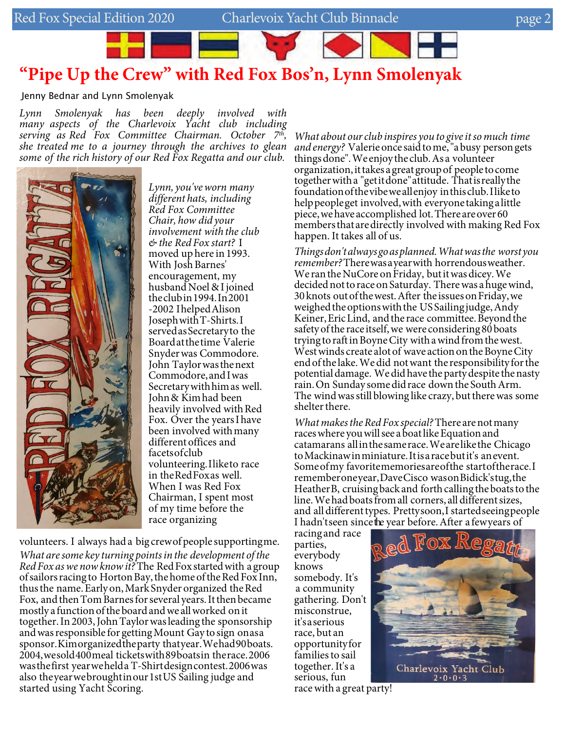# "Pipe Up the Crew" with Red Fox Bos'n, Lynn Smolenyak

Jenny Bednar and Lynn Smolenyak

*Lynn Smolenyak has been deeply involved with many aspects of the Charlevoix Yacht club including serving as Red Fox Committee Chairman. October 7th, she treated me to a journey through the archives to glean some of the rich history of our Red Fox Regatta and our club.*

*Lynn, you've worn many different hats, including Red Fox Committee Chair, how did your involvement with the club & the Red Fox start?* I moved up here in 1993. With Josh Barnes' encouragement, my husband Noel & I joined the club in 1994. In 2001 -2002 I helped Alison Joseph with T-Shirts. I served as Secretary to the Board at the time Valerie Snyder was Commodore. John Taylor was the next Commodore, and I was Secretary with him as well. John & Kim had been heavily involved with Red Fox. Over the years I have been involved with many different offices and facets of club volunteering. I like to race in the Red Fox as well. When I was Red Fox Chairman, I spent most of my time before the race organizing volunteers. I always had a big crew of people supporting me.

*What are some key turning points in the development of the Red Fox as we now know it?* The Red Fox started with a group of sailors racing to Horton Bay, the home of the Red Fox Inn, thus the name. Early on, Mark Snyder organized the Red Fox, and then Tom Barnes for several years. It then became mostly a function of the board and we all worked on it together. In 2003, John Taylor was leading the sponsorship and was responsible for getting Mount Gay to sign on as a sponsor. Kim organized the party that year. We had 90 boats. 2004, we sold 400 meal tickets with 89 boats in the race. 2006 was the first year we held a T-Shirt design contest. 2006 was also the year we brought in our 1st US Sailing judge and started using Yacht Scoring.

*What about our club inspires you to give it so much time and energy?* Valerie once said to me, "a busy person gets things done". We enjoy the club. As a volunteer organization, it takes a great group of people to come together with a "get it done" attitude. That is really the foundation of the vibe we all enjoy in this club. I like to help people get involved, with everyone taking a little piece, we have accomplished lot. There are over 60 members that are directly involved with making Red Fox happen. It takes all of us.

*Things don't always go as planned. What was the worst you remember?* There was a year with horrendous weather. We ran the NuCore on Friday, but it was dicey. We decided not to race on Saturday. There was a huge wind, 30 knots out of the west. After the issues on Friday, we weighed the options with the US Sailing judge, Andy Keiner, Eric Lind, and the race committee. Beyond the safety of the race itself, we were considering 80 boats trying to raft in Boyne City with a wind from the west. West winds create alot of wave action on the Boyne City end of the lake. We did not want the responsibility for the potential damage. We did have the party despite the nasty rain. On Sunday some did race down the South Arm. The wind was still blowing like crazy, but there was some shelter there.

*What makes the Red Fox special?* There are not many races where you will see a boat like Equation and catamarans all in the same race. We are like the Chicago to Mackinaw in miniature. It is a race but it's an event. Some of my favorite memories are of the start of the race. I remember one year, Dave Cisco was on Bidick's tug, the Heather B, cruising back and forth calling the boats to the line. We had boats from all corners, all different sizes, and all different types. Pretty soon, I started seeing people I hadn't seen since the year before. After a few years of racing and race parties, everybody knows somebody. It's a community gathering. Don't misconstrue, it's a serious race, but an opportunity for families to sail together. It's a serious, fun race with a great party!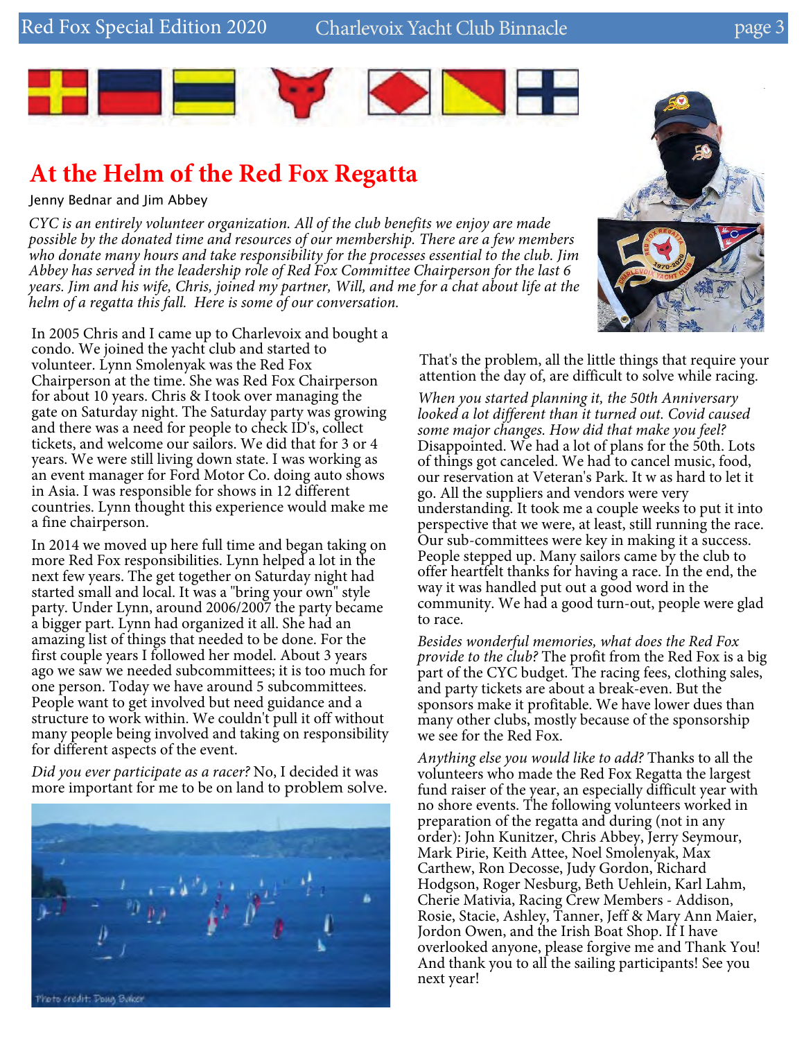# At the Helm of the Red Fox Regatta

Jenny Bednar and Jim Abbey

*CYC is an entirely volunteer organization. All of the club benefits we enjoy are made possible by the donated time and resources of our membership. There are a few members who donate many hours and take responsibility for the processes essential to the club. Jim Abbey has served in the leadership role of Red Fox Committee Chairperson for the last 6 years. Jim and his wife, Chris, joined my partner, Will, and me for a chat about life at the helm of a regatta this fall. Here is some of our conversation.*

In 2005 Chris and I came up to Charlevoix and bought a condo. We joined the yacht club and started to volunteer. Lynn Smolenyak was the Red Fox Chairperson at the time. She was Red Fox Chairperson for about 10 years. Chris & I took over managing the gate on Saturday night. The Saturday party was growing and there was a need for people to check ID's, collect tickets, and welcome our sailors. We did that for 3 or 4 years. We were still living down state. I was working as an event manager for Ford Motor Co. doing auto shows in Asia. I was responsible for shows in 12 different countries. Lynn thought this experience would make me a fine chairperson.

In 2014 we moved up here full time and began taking on more Red Fox responsibilities. Lynn helped a lot in the next few years. The get together on Saturday night had started small and local. It was a "bring your own" style party. Under Lynn, around 2006/2007 the party became a bigger part. Lynn had organized it all. She had an amazing list of things that needed to be done. For the first couple years I followed her model. About 3 years ago we saw we needed subcommittees; it is too much for one person. Today we have around 5 subcommittees. People want to get involved but need guidance and a structure to work within. We couldn't pull it off without many people being involved and taking on responsibility for different aspects of the event.

*Did you ever participate as a racer?* No, I decided it was more important for me to be on land to problem solve. That's the problem, all the little things that require your attention the day of, are difficult to solve while racing.

Photo credit: Doug Baker

*When you started planning it, the 50th Anniversary looked a lot different than it turned out. Covid caused some major changes. How did that make you feel?* Disappointed. We had a lot of plans for the 50th. Lots of things got canceled. We had to cancel music, food, our reservation at Veteran's Park. It w as hard to let it go. All the suppliers and vendors were very understanding. It took me a couple weeks to put it into perspective that we were, at least, still running the race. Our sub-committees were key in making it a success. People stepped up. Many sailors came by the club to offer heartfelt thanks for having a race. In the end, the way it was handled put out a good word in the community. We had a good turn-out, people were glad to race.

*Besides wonderful memories, what does the Red Fox provide to the club?* The profit from the Red Fox is a big part of the CYC budget. The racing fees, clothing sales, and party tickets are about a break-even. But the sponsors make it profitable. We have lower dues than many other clubs, mostly because of the sponsorship we see for the Red Fox.

*Anything else you would like to add?* Thanks to all the volunteers who made the Red Fox Regatta the largest fund raiser of the year, an especially difficult year with no shore events. The following volunteers worked in preparation of the regatta and during (not in any order): John Kunitzer, Chris Abbey, Jerry Seymour, Mark Pirie, Keith Attee, Noel Smolenyak, Max Carthew, Ron Decosse, Judy Gordon, Richard Hodgson, Roger Nesburg, Beth Uehlein, Karl Lahm, Cherie Mativia, Racing Crew Members - Addison, Rosie, Stacie, Ashley, Tanner, Jeff & Mary Ann Maier, Jordon Owen, and the Irish Boat Shop. If I have overlooked anyone, please forgive me and Thank You! And thank you to all the sailing participants! See you next year!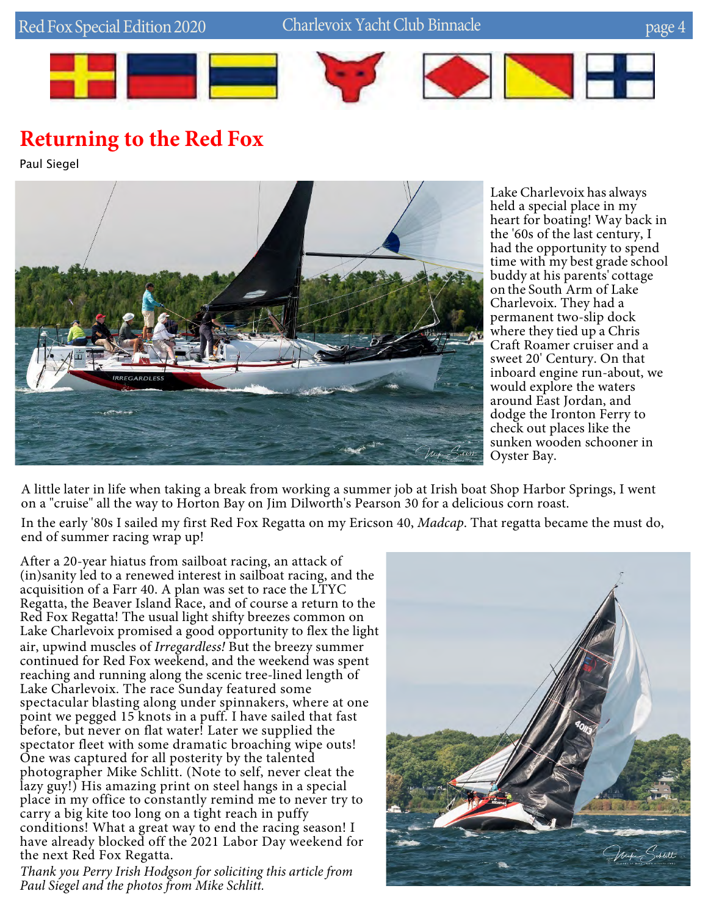## Returning to the Red Fox

Paul Siegel

Lake Charlevoix has always held a special place in my heart for boating! Way back in the '60s of the last century, I had the opportunity to spend time with my best grade school buddy at his parents' cottage on the South Arm of Lake Charlevoix. They had a permanent two-slip dock where they tied up a Chris Craft Roamer cruiser and a sweet 20' Century. On that inboard engine run-about, we would explore the waters around East Jordan, and dodge the Ironton Ferry to check out places like the sunken wooden schooner in Oyster Bay.

A little later in life when taking a break from working a summer job at Irish boat Shop Harbor Springs, I went on a "cruise" all the way to Horton Bay on Jim Dilworth's Pearson 30 for a delicious corn roast.

In the early '80s I sailed my first Red Fox Regatta on my Ericson 40, *Madcap*. That regatta became the must do, end of summer racing wrap up!

After a 20-year hiatus from sailboat racing, an attack of (in)sanity led to a renewed interest in sailboat racing, and the acquisition of a Farr 40. A plan was set to race the LTYC Regatta, the Beaver Island Race, and of course a return to the Red Fox Regatta! The usual light shifty breezes common on Lake Charlevoix promised a good opportunity to flex the light air, upwind muscles of *Irregardless!* But the breezy summer continued for Red Fox weekend, and the weekend was spent reaching and running along the scenic tree-lined length of Lake Charlevoix. The race Sunday featured some spectacular blasting along under spinnakers, where at one point we pegged 15 knots in a puff. I have sailed that fast before, but never on flat water! Later we supplied the spectator fleet with some dramatic broaching wipe outs! One was captured for all posterity by the talented photographer Mike Schlitt. (Note to self, never cleat the lazy guy!) His amazing print on steel hangs in a special place in my office to constantly remind me to never try to carry a big kite too long on a tight reach in puffy conditions! What a great way to end the racing season! I have already blocked off the 2021 Labor Day weekend for the next Red Fox Regatta.

*Thank you Perry Irish Hodgson for soliciting this article from Paul Siegel and the photos from Mike Schlitt.*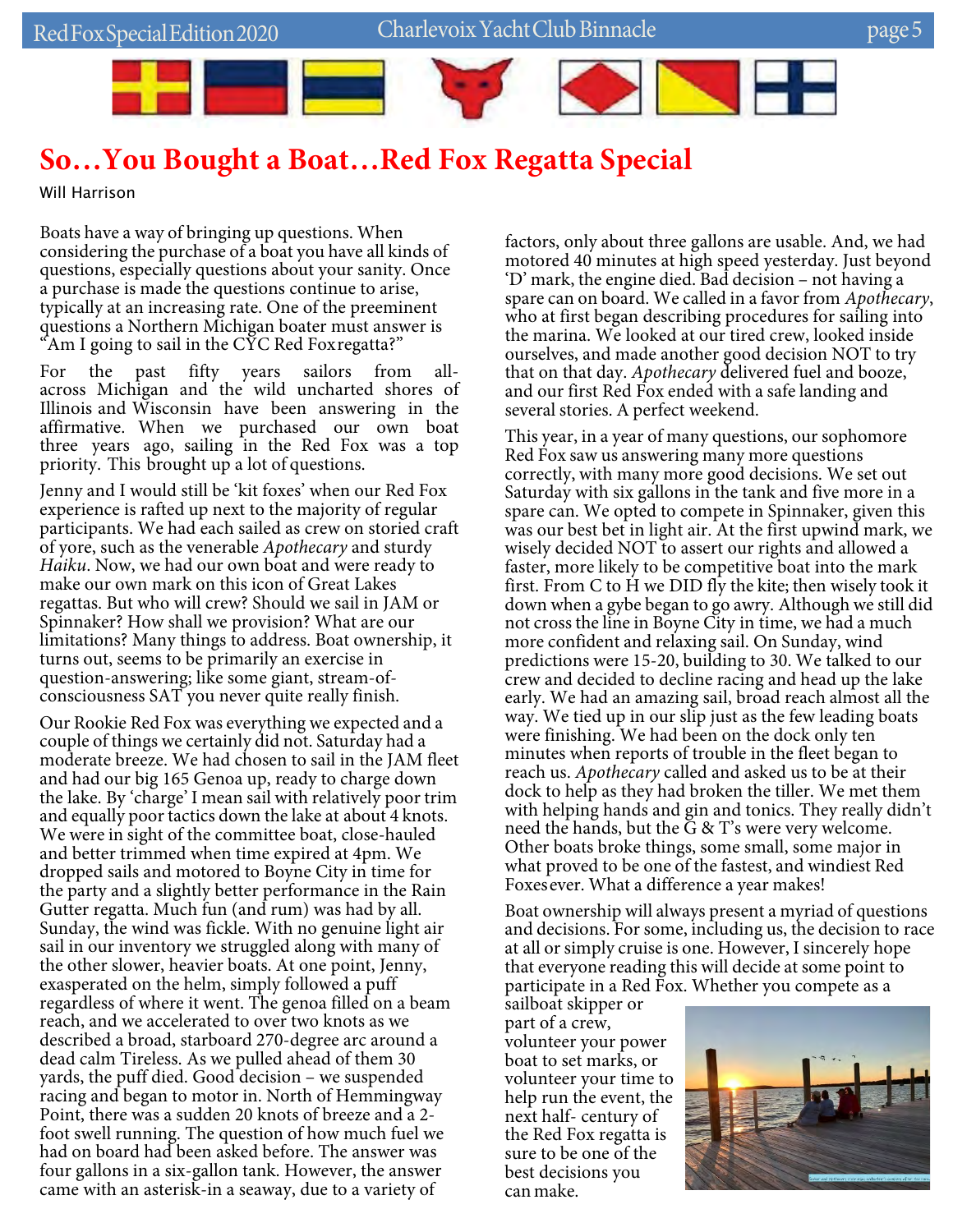# So…You Bought a Boat…Red Fox Regatta Special

Will Harrison

Boats have a way of bringing up questions. When considering the purchase of a boat you have all kinds of questions, especially questions about your sanity. Once a purchase is made the questions continue to arise, typically at an increasing rate. One of the preeminent questions a Northern Michigan boater must answer is "Am I going to sail in the CYC Red Fox regatta?"

For the past fifty years sailors from all-across Michigan and the wild uncharted shores of Illinois and Wisconsin have been answering in the affirmative. When we purchased our own boat three years ago, sailing in the Red Fox was a top priority. This brought up a lot of questions.

Jenny and I would still be 'kit foxes' when our Red Fox experience is rafted up next to the majority of regular participants. We had each sailed as crew on storied craft of yore, such as the venerable *Apothecary* and sturdy *Haiku*. Now, we had our own boat and were ready to make our own mark on this icon of Great Lakes regattas. But who will crew? Should we sail in JAM or Spinnaker? How shall we provision? What are our limitations? Many things to address. Boat ownership, it turns out, seems to be primarily an exercise in question-answering; like some giant, stream-of-consciousness SAT you never quite really finish.

Our Rookie Red Fox was everything we expected and a couple of things we certainly did not. Saturday had a moderate breeze. We had chosen to sail in the JAM fleet and had our big 165 Genoa up, ready to charge down the lake. By 'charge' I mean sail with relatively poor trim and equally poor tactics down the lake at about 4 knots. We were in sight of the committee boat, close-hauled and better trimmed when time expired at 4pm. We dropped sails and motored to Boyne City in time for the party and a slightly better performance in the Rain Gutter regatta. Much fun (and rum) was had by all. Sunday, the wind was fickle. With no genuine light air sail in our inventory we struggled along with many of the other slower, heavier boats. At one point, Jenny, exasperated on the helm, simply followed a puff regardless of where it went. The genoa filled on a beam reach, and we accelerated to over two knots as we described a broad, starboard 270-degree arc around a dead calm Tireless. As we pulled ahead of them 30 yards, the puff died. Good decision – we suspended racing and began to motor in. North of Hemmingway Point, there was a sudden 20 knots of breeze and a 2-foot swell running. The question of how much fuel we had on board had been asked before. The answer was four gallons in a six-gallon tank. However, the answer came with an asterisk-in a seaway, due to a variety of factors, only about three gallons are usable. And, we had motored 40 minutes at high speed yesterday. Just beyond 'D' mark, the engine died. Bad decision – not having a spare can on board. We called in a favor from *Apothecary*, who at first began describing procedures for sailing into the marina. We looked at our tired crew, looked inside ourselves, and made another good decision NOT to try that on that day. *Apothecary* delivered fuel and booze, and our first Red Fox ended with a safe landing and several stories. A perfect weekend.

This year, in a year of many questions, our sophomore Red Fox saw us answering many more questions correctly, with many more good decisions. We set out Saturday with six gallons in the tank and five more in a spare can. We opted to compete in Spinnaker, given this was our best bet in light air. At the first upwind mark, we wisely decided NOT to assert our rights and allowed a faster, more likely to be competitive boat into the mark first. From C to H we DID fly the kite; then wisely took it down when a gybe began to go awry. Although we still did not cross the line in Boyne City in time, we had a much more confident and relaxing sail. On Sunday, wind predictions were 15-20, building to 30. We talked to our crew and decided to decline racing and head up the lake early. We had an amazing sail, broad reach almost all the way. We tied up in our slip just as the few leading boats were finishing. We had been on the dock only ten minutes when reports of trouble in the fleet began to reach us. *Apothecary* called and asked us to be at their dock to help as they had broken the tiller. We met them with helping hands and gin and tonics. They really didn't need the hands, but the G & T's were very welcome. Other boats broke things, some small, some major in what proved to be one of the fastest, and windiest Red Foxes ever. What a difference a year makes!

Boat ownership will always present a myriad of questions and decisions. For some, including us, the decision to race at all or simply cruise is one. However, I sincerely hope that everyone reading this will decide at some point to participate in a Red Fox. Whether you compete as a sailboat skipper or part of a crew, volunteer your power boat to set marks, or volunteer your time to help run the event, the next half- century of the Red Fox regatta is sure to be one of the best decisions you can make.